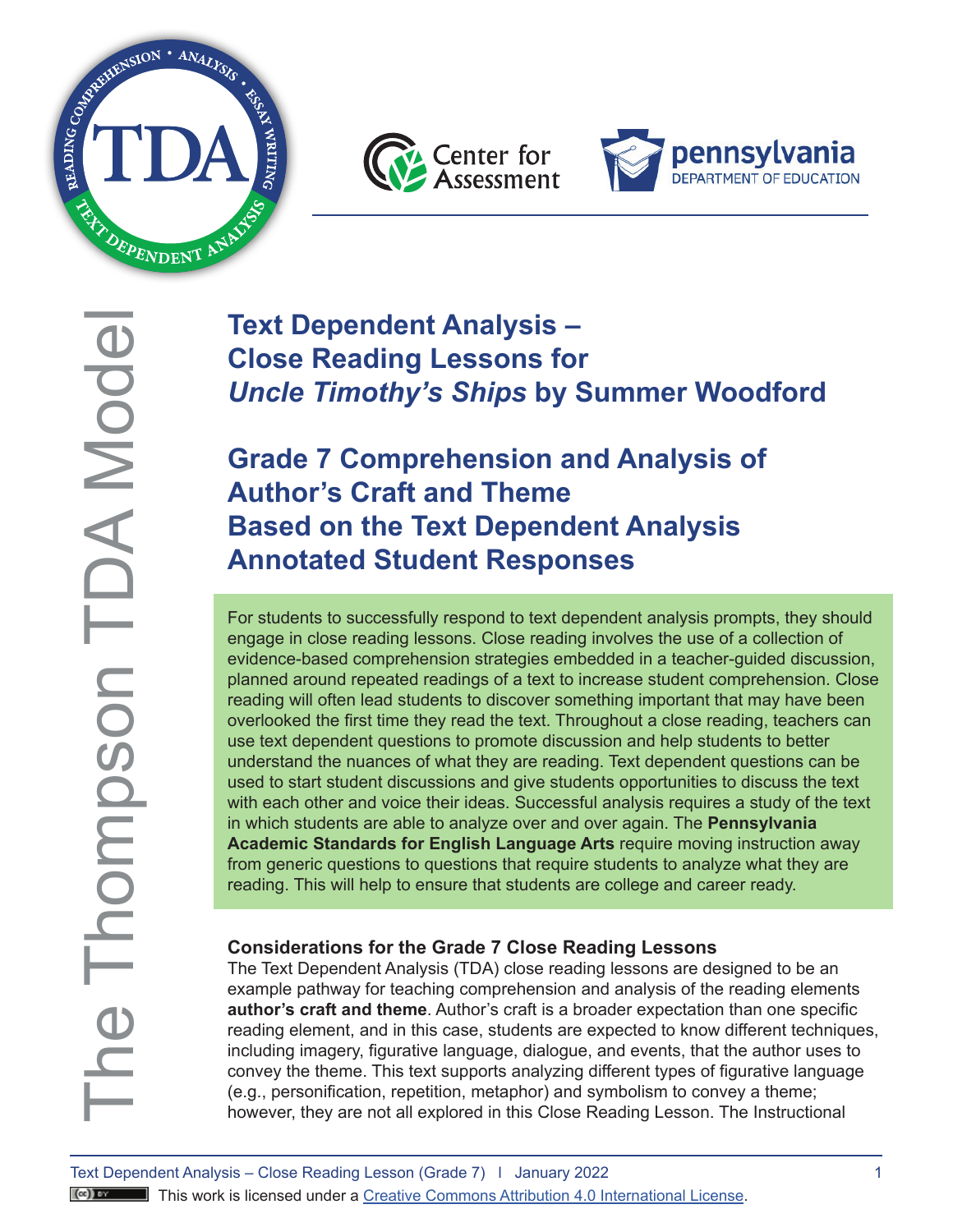The Thompson TDA Model

# Text Dependent Analysis – Close Reading Lessons for *Uncle Timothy's Ships* by Summer Woodford

## Grade 7 Comprehension and Analysis of Author's Craft and Theme Based on the Text Dependent Analysis Annotated Student Responses

For students to successfully respond to text dependent analysis prompts, they should engage in close reading lessons. Close reading involves the use of a collection of evidence-based comprehension strategies embedded in a teacher-guided discussion, planned around repeated readings of a text to increase student comprehension. Close reading will often lead students to discover something important that may have been overlooked the first time they read the text. Throughout a close reading, teachers can use text dependent questions to promote discussion and help students to better understand the nuances of what they are reading. Text dependent questions can be used to start student discussions and give students opportunities to discuss the text with each other and voice their ideas. Successful analysis requires a study of the text in which students are able to analyze over and over again. The **Pennsylvania Academic Standards for English Language Arts** require moving instruction away from generic questions to questions that require students to analyze what they are reading. This will help to ensure that students are college and career ready.

**Considerations for the Grade 7 Close Reading Lessons**

The Text Dependent Analysis (TDA) close reading lessons are designed to be an example pathway for teaching comprehension and analysis of the reading elements **author's craft and theme**. Author's craft is a broader expectation than one specific reading element, and in this case, students are expected to know different techniques, including imagery, figurative language, dialogue, and events, that the author uses to convey the theme. This text supports analyzing different types of figurative language (e.g., personification, repetition, metaphor) and symbolism to convey a theme; however, they are not all explored in this Close Reading Lesson. The Instructional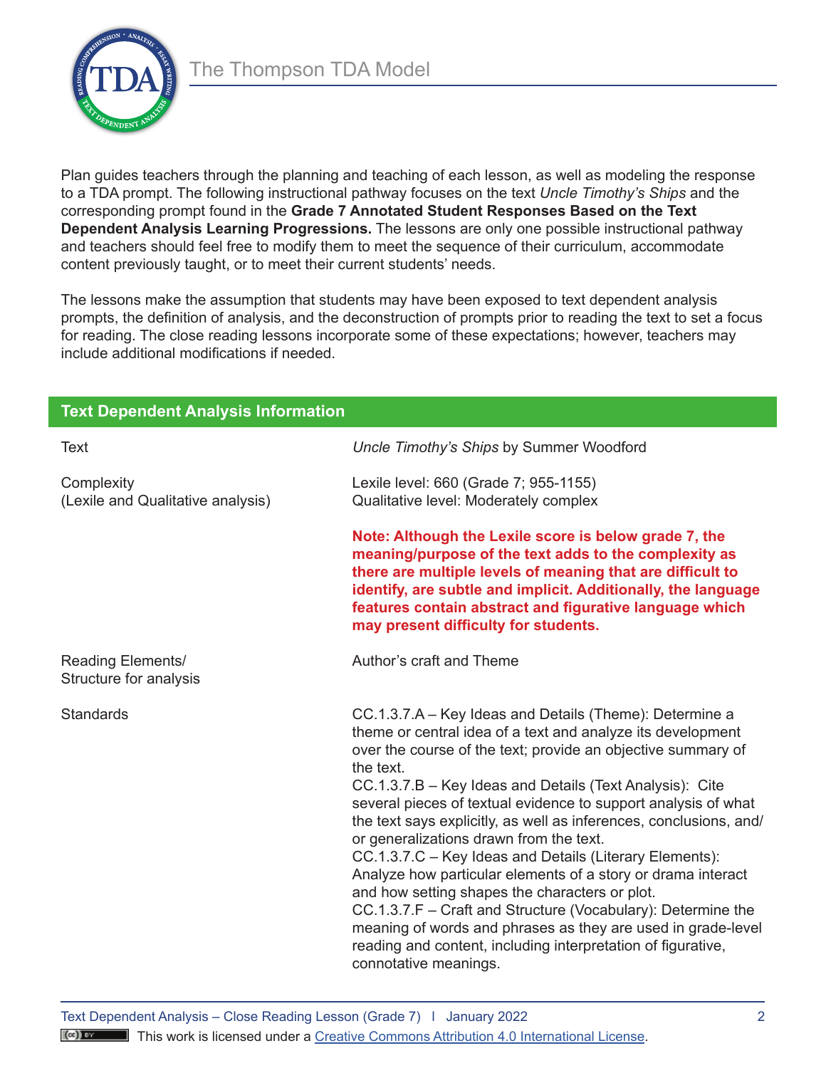Plan guides teachers through the planning and teaching of each lesson, as well as modeling the response to a TDA prompt. The following instructional pathway focuses on the text *Uncle Timothy's Ships* and the corresponding prompt found in the **Grade 7 Annotated Student Responses Based on the Text Dependent Analysis Learning Progressions.** The lessons are only one possible instructional pathway and teachers should feel free to modify them to meet the sequence of their curriculum, accommodate content previously taught, or to meet their current students' needs.

The lessons make the assumption that students may have been exposed to text dependent analysis prompts, the definition of analysis, and the deconstruction of prompts prior to reading the text to set a focus for reading. The close reading lessons incorporate some of these expectations; however, teachers may include additional modifications if needed.

| Text Dependent Analysis Information | |
|---|---|
| Text | *Uncle Timothy's Ships* by Summer Woodford |
| Complexity (Lexile and Qualitative analysis) | Lexile level: 660 (Grade 7; 955-1155)<br>Qualitative level: Moderately complex<br><br>**Note: Although the Lexile score is below grade 7, the meaning/purpose of the text adds to the complexity as there are multiple levels of meaning that are difficult to identify, are subtle and implicit. Additionally, the language features contain abstract and figurative language which may present difficulty for students.** |
| Reading Elements/ Structure for analysis | Author's craft and Theme |
| Standards | CC.1.3.7.A – Key Ideas and Details (Theme): Determine a theme or central idea of a text and analyze its development over the course of the text; provide an objective summary of the text.<br>CC.1.3.7.B – Key Ideas and Details (Text Analysis): Cite several pieces of textual evidence to support analysis of what the text says explicitly, as well as inferences, conclusions, and/or generalizations drawn from the text.<br>CC.1.3.7.C – Key Ideas and Details (Literary Elements): Analyze how particular elements of a story or drama interact and how setting shapes the characters or plot.<br>CC.1.3.7.F – Craft and Structure (Vocabulary): Determine the meaning of words and phrases as they are used in grade-level reading and content, including interpretation of figurative, connotative meanings. |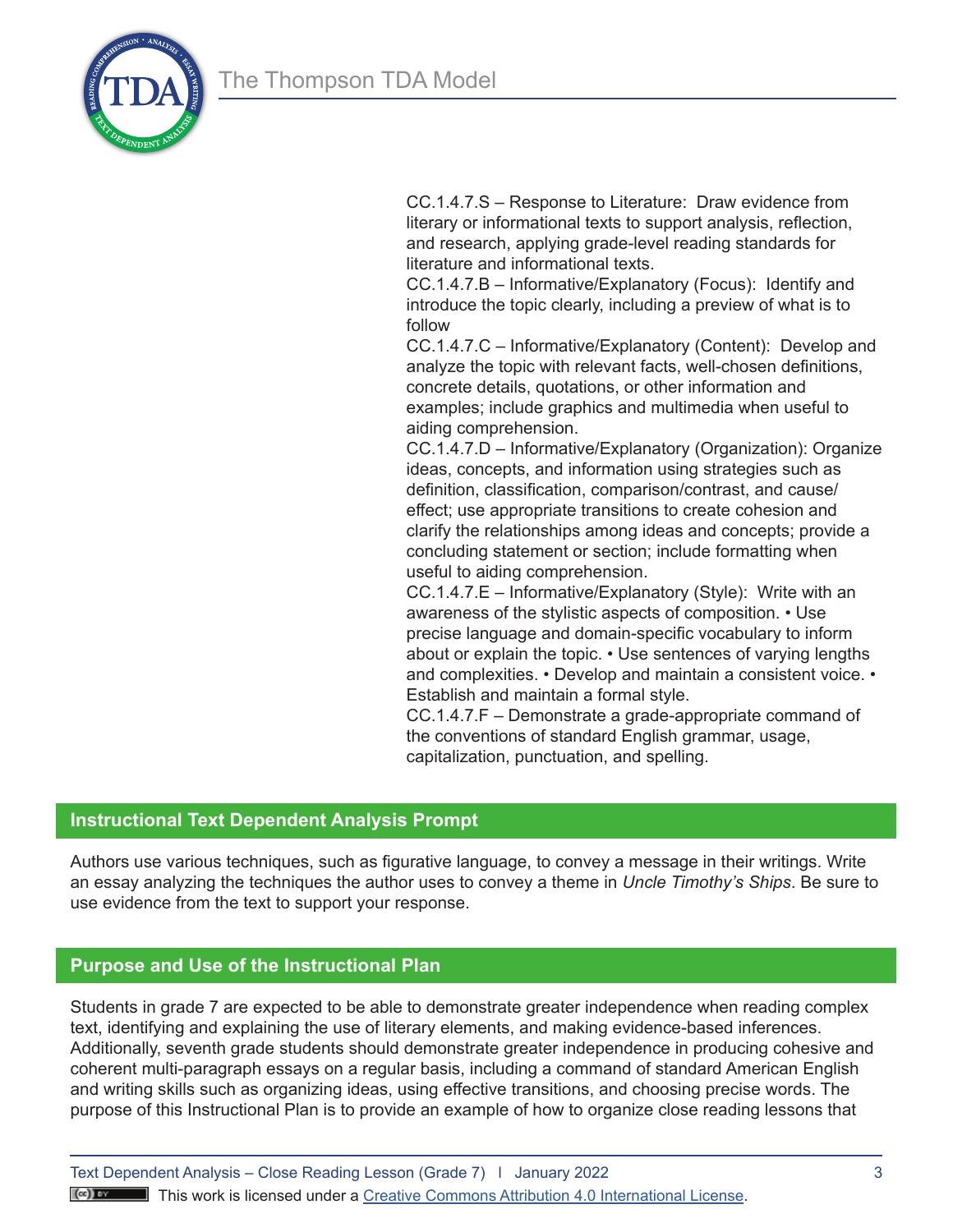CC.1.4.7.S – Response to Literature: Draw evidence from literary or informational texts to support analysis, reflection, and research, applying grade-level reading standards for literature and informational texts.
CC.1.4.7.B – Informative/Explanatory (Focus): Identify and introduce the topic clearly, including a preview of what is to follow
CC.1.4.7.C – Informative/Explanatory (Content): Develop and analyze the topic with relevant facts, well-chosen definitions, concrete details, quotations, or other information and examples; include graphics and multimedia when useful to aiding comprehension.
CC.1.4.7.D – Informative/Explanatory (Organization): Organize ideas, concepts, and information using strategies such as definition, classification, comparison/contrast, and cause/effect; use appropriate transitions to create cohesion and clarify the relationships among ideas and concepts; provide a concluding statement or section; include formatting when useful to aiding comprehension.
CC.1.4.7.E – Informative/Explanatory (Style): Write with an awareness of the stylistic aspects of composition. • Use precise language and domain-specific vocabulary to inform about or explain the topic. • Use sentences of varying lengths and complexities. • Develop and maintain a consistent voice. • Establish and maintain a formal style.
CC.1.4.7.F – Demonstrate a grade-appropriate command of the conventions of standard English grammar, usage, capitalization, punctuation, and spelling.

## Instructional Text Dependent Analysis Prompt

Authors use various techniques, such as figurative language, to convey a message in their writings. Write an essay analyzing the techniques the author uses to convey a theme in *Uncle Timothy's Ships*. Be sure to use evidence from the text to support your response.

## Purpose and Use of the Instructional Plan

Students in grade 7 are expected to be able to demonstrate greater independence when reading complex text, identifying and explaining the use of literary elements, and making evidence-based inferences. Additionally, seventh grade students should demonstrate greater independence in producing cohesive and coherent multi-paragraph essays on a regular basis, including a command of standard American English and writing skills such as organizing ideas, using effective transitions, and choosing precise words. The purpose of this Instructional Plan is to provide an example of how to organize close reading lessons that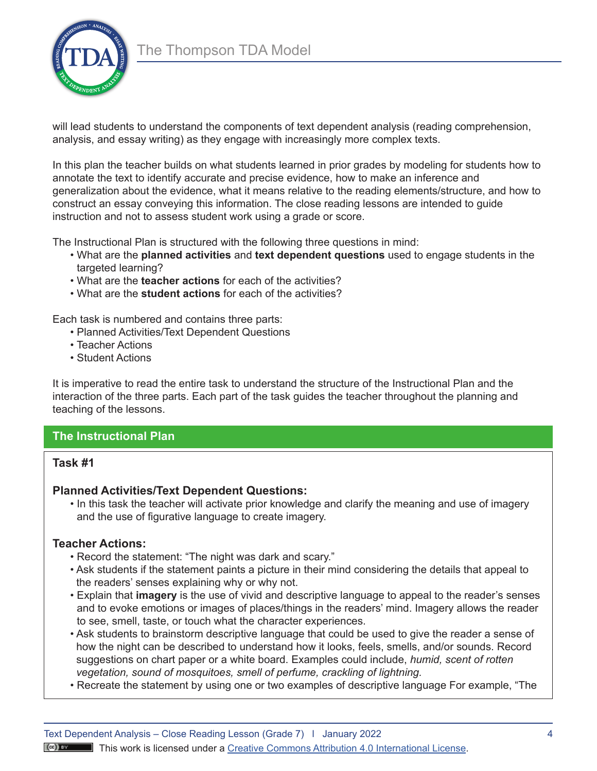will lead students to understand the components of text dependent analysis (reading comprehension, analysis, and essay writing) as they engage with increasingly more complex texts.

In this plan the teacher builds on what students learned in prior grades by modeling for students how to annotate the text to identify accurate and precise evidence, how to make an inference and generalization about the evidence, what it means relative to the reading elements/structure, and how to construct an essay conveying this information. The close reading lessons are intended to guide instruction and not to assess student work using a grade or score.

The Instructional Plan is structured with the following three questions in mind:

- What are the **planned activities** and **text dependent questions** used to engage students in the targeted learning?
- What are the **teacher actions** for each of the activities?
- What are the **student actions** for each of the activities?

Each task is numbered and contains three parts:

- Planned Activities/Text Dependent Questions
- Teacher Actions
- Student Actions

It is imperative to read the entire task to understand the structure of the Instructional Plan and the interaction of the three parts. Each part of the task guides the teacher throughout the planning and teaching of the lessons.

## The Instructional Plan

### Task #1

**Planned Activities/Text Dependent Questions:**

- In this task the teacher will activate prior knowledge and clarify the meaning and use of imagery and the use of figurative language to create imagery.

**Teacher Actions:**

- Record the statement: “The night was dark and scary.”
- Ask students if the statement paints a picture in their mind considering the details that appeal to the readers’ senses explaining why or why not.
- Explain that **imagery** is the use of vivid and descriptive language to appeal to the reader’s senses and to evoke emotions or images of places/things in the readers’ mind. Imagery allows the reader to see, smell, taste, or touch what the character experiences.
- Ask students to brainstorm descriptive language that could be used to give the reader a sense of how the night can be described to understand how it looks, feels, smells, and/or sounds. Record suggestions on chart paper or a white board. Examples could include, *humid, scent of rotten vegetation, sound of mosquitoes, smell of perfume, crackling of lightning.*
- Recreate the statement by using one or two examples of descriptive language For example, “The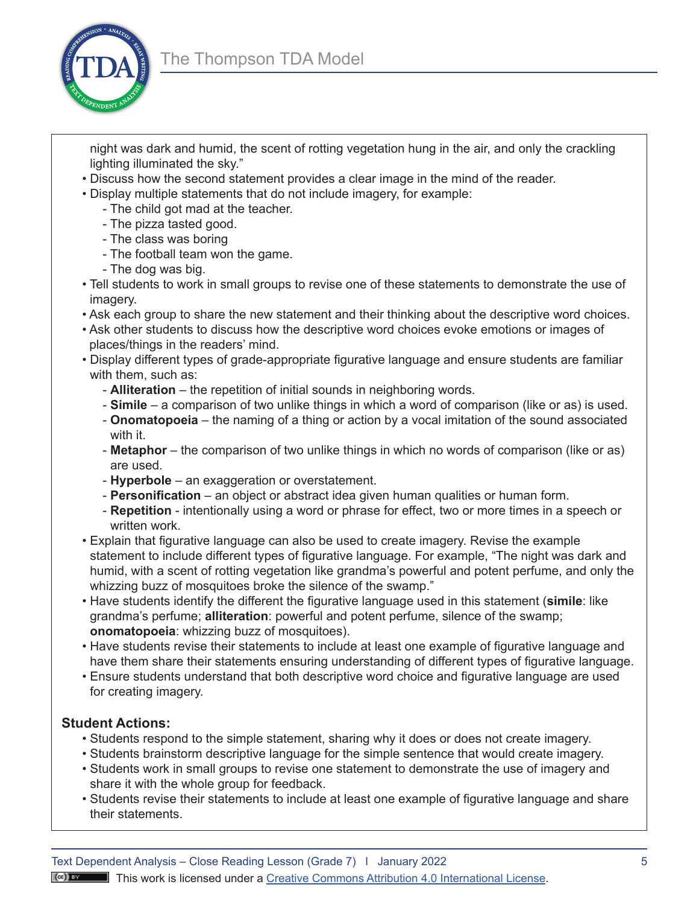night was dark and humid, the scent of rotting vegetation hung in the air, and only the crackling lighting illuminated the sky."

- Discuss how the second statement provides a clear image in the mind of the reader.
- Display multiple statements that do not include imagery, for example:
  - The child got mad at the teacher.
  - The pizza tasted good.
  - The class was boring
  - The football team won the game.
  - The dog was big.
- Tell students to work in small groups to revise one of these statements to demonstrate the use of imagery.
- Ask each group to share the new statement and their thinking about the descriptive word choices.
- Ask other students to discuss how the descriptive word choices evoke emotions or images of places/things in the readers' mind.
- Display different types of grade-appropriate figurative language and ensure students are familiar with them, such as:
  - **Alliteration** – the repetition of initial sounds in neighboring words.
  - **Simile** – a comparison of two unlike things in which a word of comparison (like or as) is used.
  - **Onomatopoeia** – the naming of a thing or action by a vocal imitation of the sound associated with it.
  - **Metaphor** – the comparison of two unlike things in which no words of comparison (like or as) are used.
  - **Hyperbole** – an exaggeration or overstatement.
  - **Personification** – an object or abstract idea given human qualities or human form.
  - **Repetition** - intentionally using a word or phrase for effect, two or more times in a speech or written work.
- Explain that figurative language can also be used to create imagery. Revise the example statement to include different types of figurative language. For example, "The night was dark and humid, with a scent of rotting vegetation like grandma's powerful and potent perfume, and only the whizzing buzz of mosquitoes broke the silence of the swamp."
- Have students identify the different the figurative language used in this statement (**simile**: like grandma's perfume; **alliteration**: powerful and potent perfume, silence of the swamp; **onomatopoeia**: whizzing buzz of mosquitoes).
- Have students revise their statements to include at least one example of figurative language and have them share their statements ensuring understanding of different types of figurative language.
- Ensure students understand that both descriptive word choice and figurative language are used for creating imagery.

**Student Actions:**

- Students respond to the simple statement, sharing why it does or does not create imagery.
- Students brainstorm descriptive language for the simple sentence that would create imagery.
- Students work in small groups to revise one statement to demonstrate the use of imagery and share it with the whole group for feedback.
- Students revise their statements to include at least one example of figurative language and share their statements.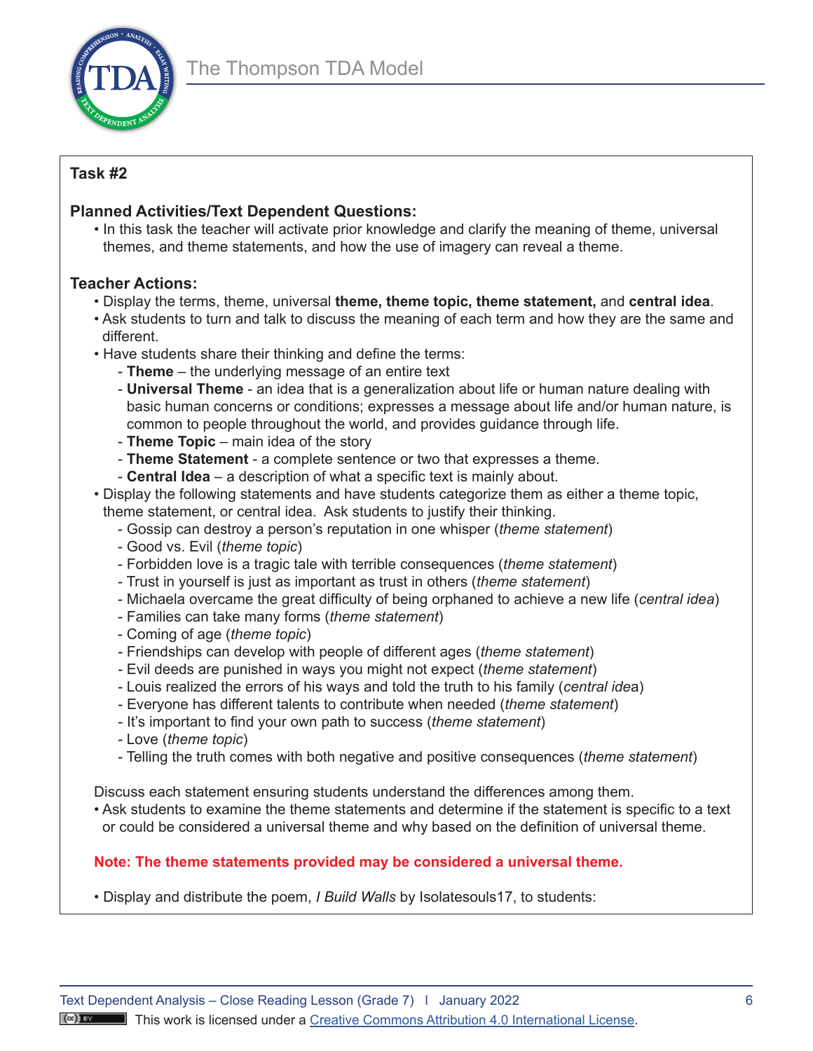**Task #2**

**Planned Activities/Text Dependent Questions:**

- In this task the teacher will activate prior knowledge and clarify the meaning of theme, universal themes, and theme statements, and how the use of imagery can reveal a theme.

**Teacher Actions:**

- Display the terms, theme, universal **theme, theme topic, theme statement,** and **central idea**.
- Ask students to turn and talk to discuss the meaning of each term and how they are the same and different.
- Have students share their thinking and define the terms:
  - **Theme** – the underlying message of an entire text
  - **Universal Theme** - an idea that is a generalization about life or human nature dealing with basic human concerns or conditions; expresses a message about life and/or human nature, is common to people throughout the world, and provides guidance through life.
  - **Theme Topic** – main idea of the story
  - **Theme Statement** - a complete sentence or two that expresses a theme.
  - **Central Idea** – a description of what a specific text is mainly about.
- Display the following statements and have students categorize them as either a theme topic, theme statement, or central idea. Ask students to justify their thinking.
  - Gossip can destroy a person's reputation in one whisper (*theme statement*)
  - Good vs. Evil (*theme topic*)
  - Forbidden love is a tragic tale with terrible consequences (*theme statement*)
  - Trust in yourself is just as important as trust in others (*theme statement*)
  - Michaela overcame the great difficulty of being orphaned to achieve a new life (*central idea*)
  - Families can take many forms (*theme statement*)
  - Coming of age (*theme topic*)
  - Friendships can develop with people of different ages (*theme statement*)
  - Evil deeds are punished in ways you might not expect (*theme statement*)
  - Louis realized the errors of his ways and told the truth to his family (*central idea*)
  - Everyone has different talents to contribute when needed (*theme statement*)
  - It's important to find your own path to success (*theme statement*)
  - Love (*theme topic*)
  - Telling the truth comes with both negative and positive consequences (*theme statement*)

Discuss each statement ensuring students understand the differences among them.

- Ask students to examine the theme statements and determine if the statement is specific to a text or could be considered a universal theme and why based on the definition of universal theme.

**Note: The theme statements provided may be considered a universal theme.**

- Display and distribute the poem, *I Build Walls* by Isolatesouls17, to students: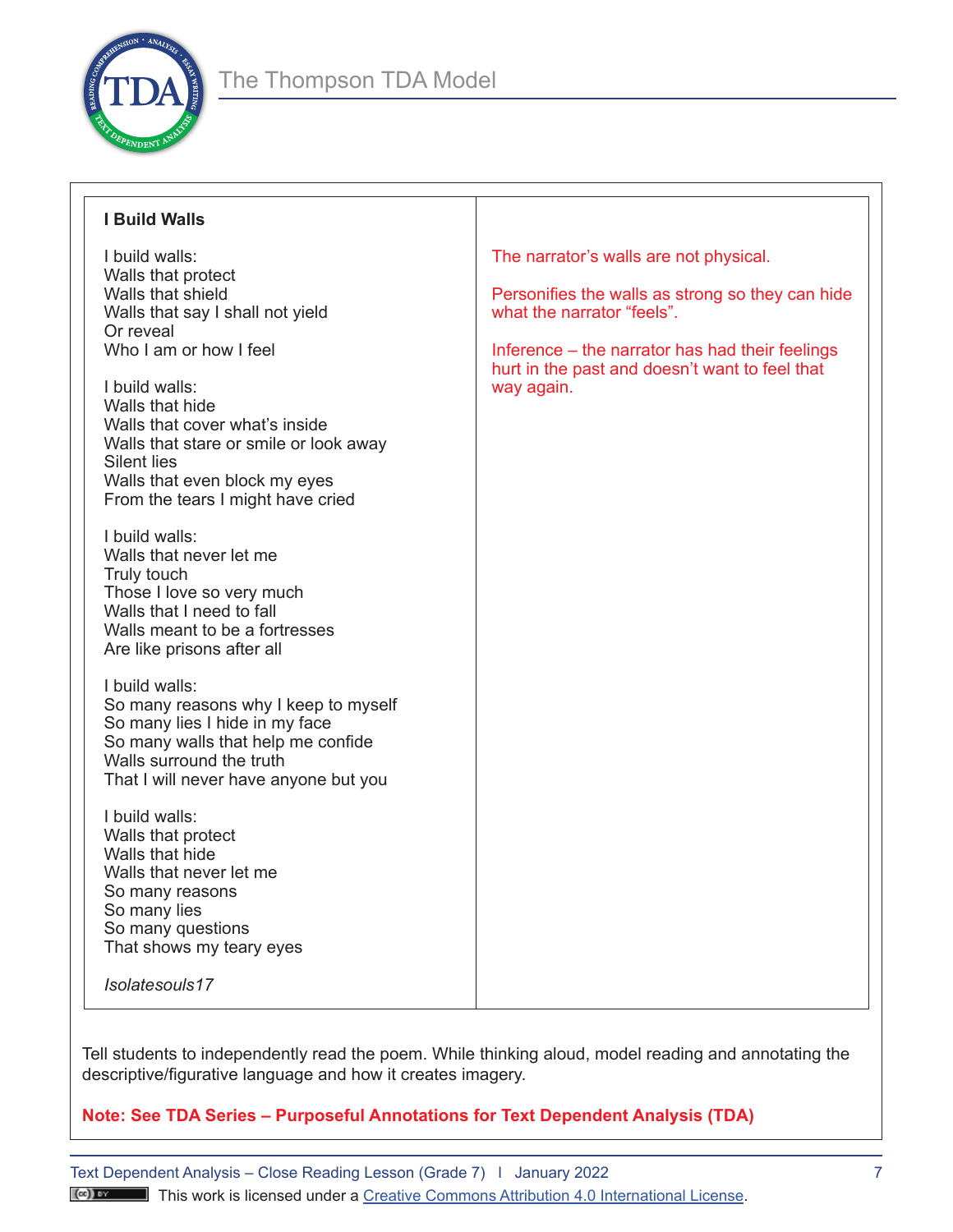| **I Build Walls** | |
|---|---|
| I build walls:<br>Walls that protect<br>Walls that shield<br>Walls that say I shall not yield<br>Or reveal<br>Who I am or how I feel<br><br>I build walls:<br>Walls that hide<br>Walls that cover what's inside<br>Walls that stare or smile or look away<br>Silent lies<br>Walls that even block my eyes<br>From the tears I might have cried<br><br>I build walls:<br>Walls that never let me<br>Truly touch<br>Those I love so very much<br>Walls that I need to fall<br>Walls meant to be a fortresses<br>Are like prisons after all<br><br>I build walls:<br>So many reasons why I keep to myself<br>So many lies I hide in my face<br>So many walls that help me confide<br>Walls surround the truth<br>That I will never have anyone but you<br><br>I build walls:<br>Walls that protect<br>Walls that hide<br>Walls that never let me<br>So many reasons<br>So many lies<br>So many questions<br>That shows my teary eyes<br><br>*Isolatesouls17* | The narrator's walls are not physical.<br><br>Personifies the walls as strong so they can hide what the narrator "feels".<br><br>Inference – the narrator has had their feelings hurt in the past and doesn't want to feel that way again. |

Tell students to independently read the poem. While thinking aloud, model reading and annotating the descriptive/figurative language and how it creates imagery.

**Note: See TDA Series – Purposeful Annotations for Text Dependent Analysis (TDA)**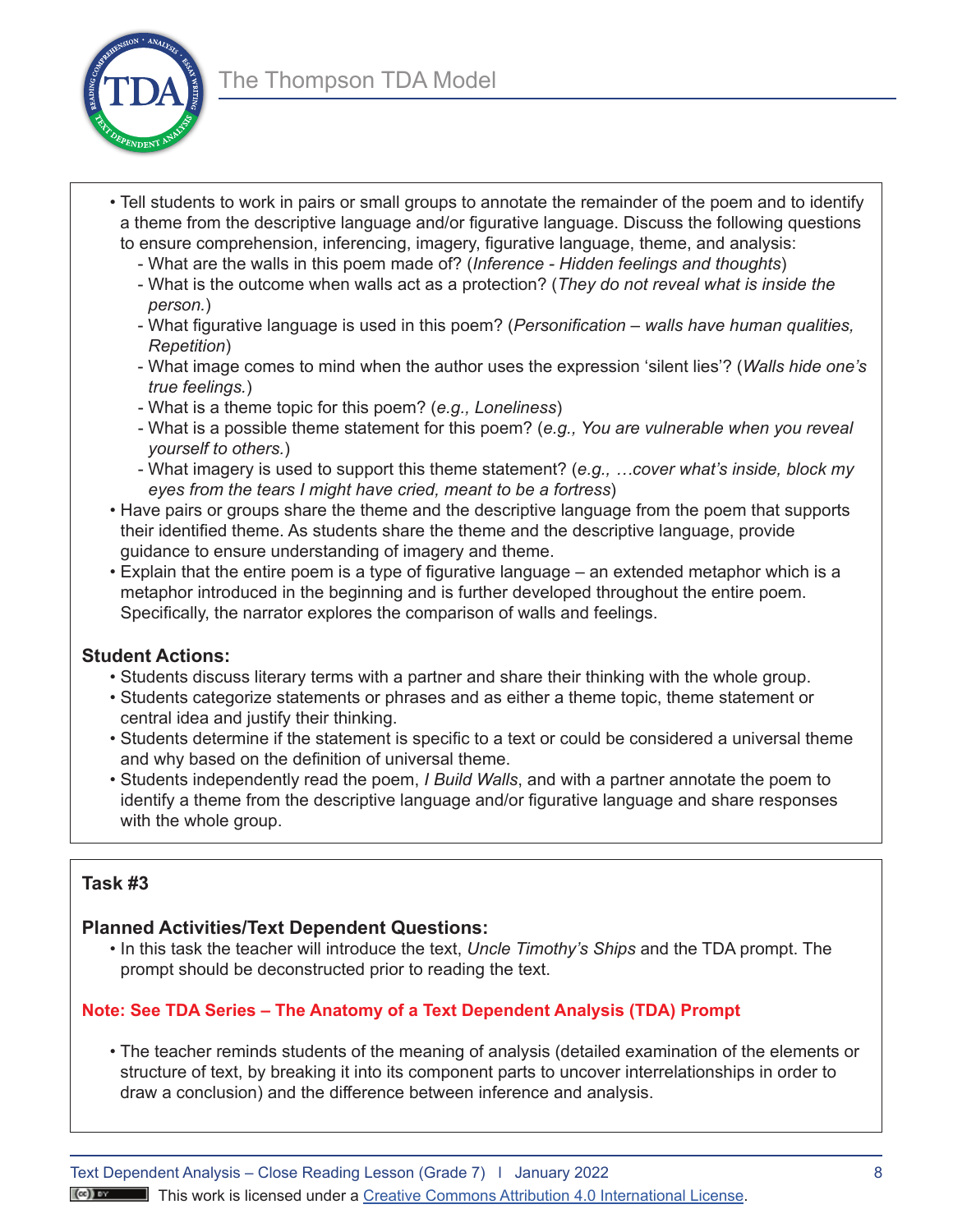- Tell students to work in pairs or small groups to annotate the remainder of the poem and to identify a theme from the descriptive language and/or figurative language. Discuss the following questions to ensure comprehension, inferencing, imagery, figurative language, theme, and analysis:
  - What are the walls in this poem made of? (*Inference - Hidden feelings and thoughts*)
  - What is the outcome when walls act as a protection? (*They do not reveal what is inside the person.*)
  - What figurative language is used in this poem? (*Personification – walls have human qualities, Repetition*)
  - What image comes to mind when the author uses the expression 'silent lies'? (*Walls hide one's true feelings.*)
  - What is a theme topic for this poem? (*e.g., Loneliness*)
  - What is a possible theme statement for this poem? (*e.g., You are vulnerable when you reveal yourself to others.*)
  - What imagery is used to support this theme statement? (*e.g., …cover what's inside, block my eyes from the tears I might have cried, meant to be a fortress*)
- Have pairs or groups share the theme and the descriptive language from the poem that supports their identified theme. As students share the theme and the descriptive language, provide guidance to ensure understanding of imagery and theme.
- Explain that the entire poem is a type of figurative language – an extended metaphor which is a metaphor introduced in the beginning and is further developed throughout the entire poem. Specifically, the narrator explores the comparison of walls and feelings.

**Student Actions:**

- Students discuss literary terms with a partner and share their thinking with the whole group.
- Students categorize statements or phrases and as either a theme topic, theme statement or central idea and justify their thinking.
- Students determine if the statement is specific to a text or could be considered a universal theme and why based on the definition of universal theme.
- Students independently read the poem, *I Build Walls*, and with a partner annotate the poem to identify a theme from the descriptive language and/or figurative language and share responses with the whole group.

**Task #3**

**Planned Activities/Text Dependent Questions:**

- In this task the teacher will introduce the text, *Uncle Timothy's Ships* and the TDA prompt. The prompt should be deconstructed prior to reading the text.

**Note: See TDA Series – The Anatomy of a Text Dependent Analysis (TDA) Prompt**

- The teacher reminds students of the meaning of analysis (detailed examination of the elements or structure of text, by breaking it into its component parts to uncover interrelationships in order to draw a conclusion) and the difference between inference and analysis.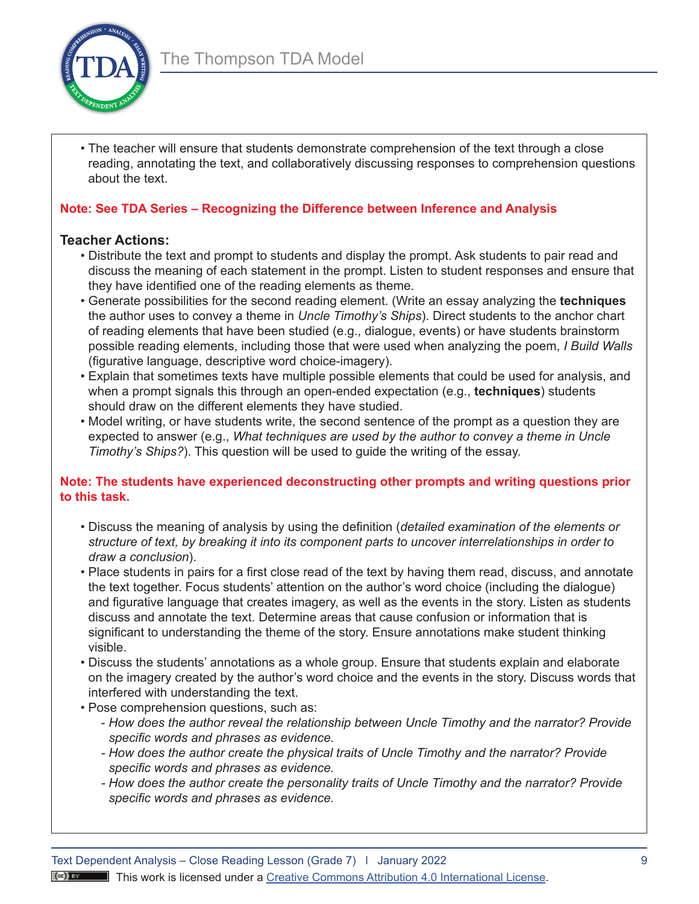- The teacher will ensure that students demonstrate comprehension of the text through a close reading, annotating the text, and collaboratively discussing responses to comprehension questions about the text.

**Note: See TDA Series – Recognizing the Difference between Inference and Analysis**

### Teacher Actions:

- Distribute the text and prompt to students and display the prompt. Ask students to pair read and discuss the meaning of each statement in the prompt. Listen to student responses and ensure that they have identified one of the reading elements as theme.
- Generate possibilities for the second reading element. (Write an essay analyzing the **techniques** the author uses to convey a theme in *Uncle Timothy's Ships*). Direct students to the anchor chart of reading elements that have been studied (e.g., dialogue, events) or have students brainstorm possible reading elements, including those that were used when analyzing the poem, *I Build Walls* (figurative language, descriptive word choice-imagery).
- Explain that sometimes texts have multiple possible elements that could be used for analysis, and when a prompt signals this through an open-ended expectation (e.g., **techniques**) students should draw on the different elements they have studied.
- Model writing, or have students write, the second sentence of the prompt as a question they are expected to answer (e.g., *What techniques are used by the author to convey a theme in Uncle Timothy's Ships?*). This question will be used to guide the writing of the essay.

**Note: The students have experienced deconstructing other prompts and writing questions prior to this task.**

- Discuss the meaning of analysis by using the definition (*detailed examination of the elements or structure of text, by breaking it into its component parts to uncover interrelationships in order to draw a conclusion*).
- Place students in pairs for a first close read of the text by having them read, discuss, and annotate the text together. Focus students' attention on the author's word choice (including the dialogue) and figurative language that creates imagery, as well as the events in the story. Listen as students discuss and annotate the text. Determine areas that cause confusion or information that is significant to understanding the theme of the story. Ensure annotations make student thinking visible.
- Discuss the students' annotations as a whole group. Ensure that students explain and elaborate on the imagery created by the author's word choice and the events in the story. Discuss words that interfered with understanding the text.
- Pose comprehension questions, such as:
  - *How does the author reveal the relationship between Uncle Timothy and the narrator? Provide specific words and phrases as evidence.*
  - *How does the author create the physical traits of Uncle Timothy and the narrator? Provide specific words and phrases as evidence.*
  - *How does the author create the personality traits of Uncle Timothy and the narrator? Provide specific words and phrases as evidence.*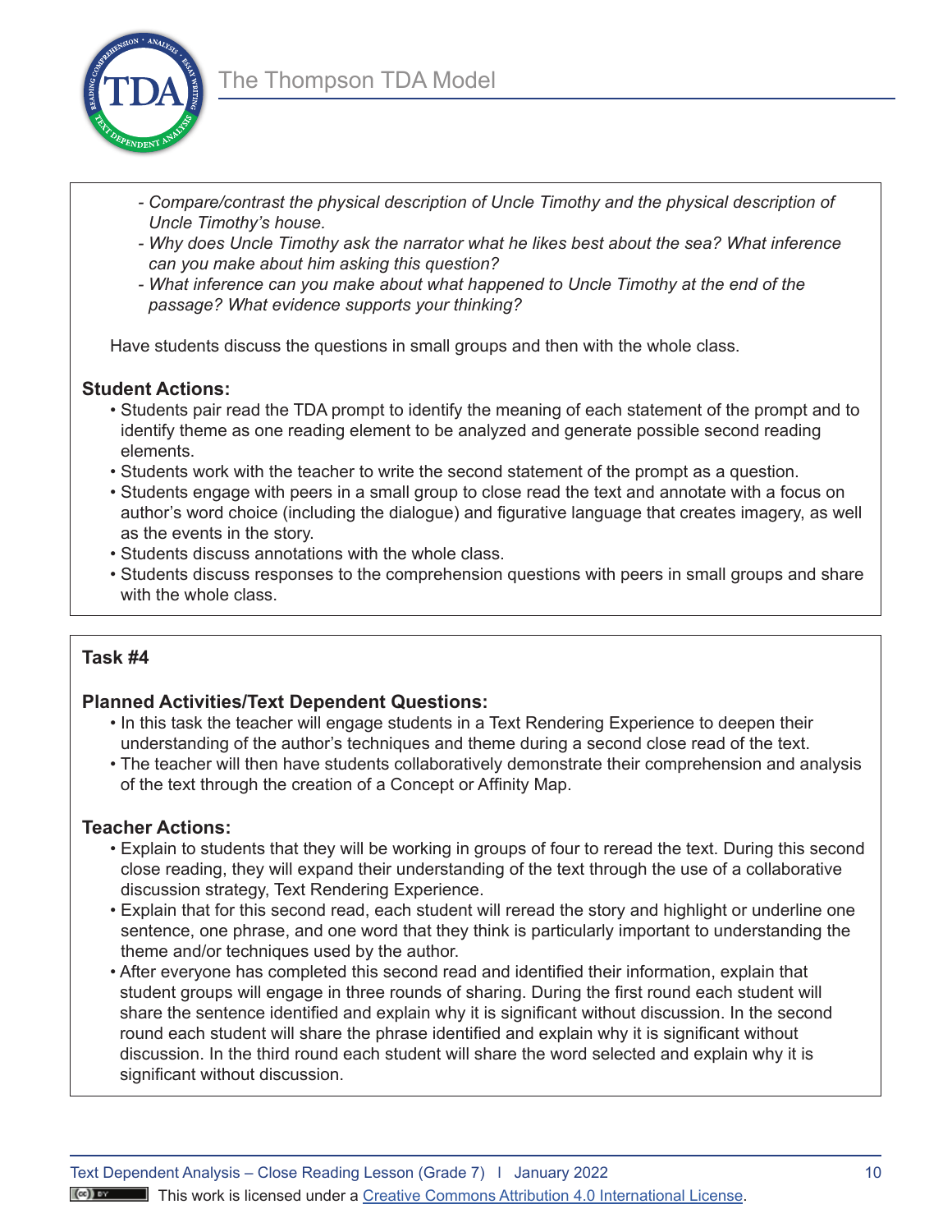- *Compare/contrast the physical description of Uncle Timothy and the physical description of Uncle Timothy's house.*
- *Why does Uncle Timothy ask the narrator what he likes best about the sea? What inference can you make about him asking this question?*
- *What inference can you make about what happened to Uncle Timothy at the end of the passage? What evidence supports your thinking?*

Have students discuss the questions in small groups and then with the whole class.

**Student Actions:**

- Students pair read the TDA prompt to identify the meaning of each statement of the prompt and to identify theme as one reading element to be analyzed and generate possible second reading elements.
- Students work with the teacher to write the second statement of the prompt as a question.
- Students engage with peers in a small group to close read the text and annotate with a focus on author's word choice (including the dialogue) and figurative language that creates imagery, as well as the events in the story.
- Students discuss annotations with the whole class.
- Students discuss responses to the comprehension questions with peers in small groups and share with the whole class.

**Task #4**

**Planned Activities/Text Dependent Questions:**

- In this task the teacher will engage students in a Text Rendering Experience to deepen their understanding of the author's techniques and theme during a second close read of the text.
- The teacher will then have students collaboratively demonstrate their comprehension and analysis of the text through the creation of a Concept or Affinity Map.

**Teacher Actions:**

- Explain to students that they will be working in groups of four to reread the text. During this second close reading, they will expand their understanding of the text through the use of a collaborative discussion strategy, Text Rendering Experience.
- Explain that for this second read, each student will reread the story and highlight or underline one sentence, one phrase, and one word that they think is particularly important to understanding the theme and/or techniques used by the author.
- After everyone has completed this second read and identified their information, explain that student groups will engage in three rounds of sharing. During the first round each student will share the sentence identified and explain why it is significant without discussion. In the second round each student will share the phrase identified and explain why it is significant without discussion. In the third round each student will share the word selected and explain why it is significant without discussion.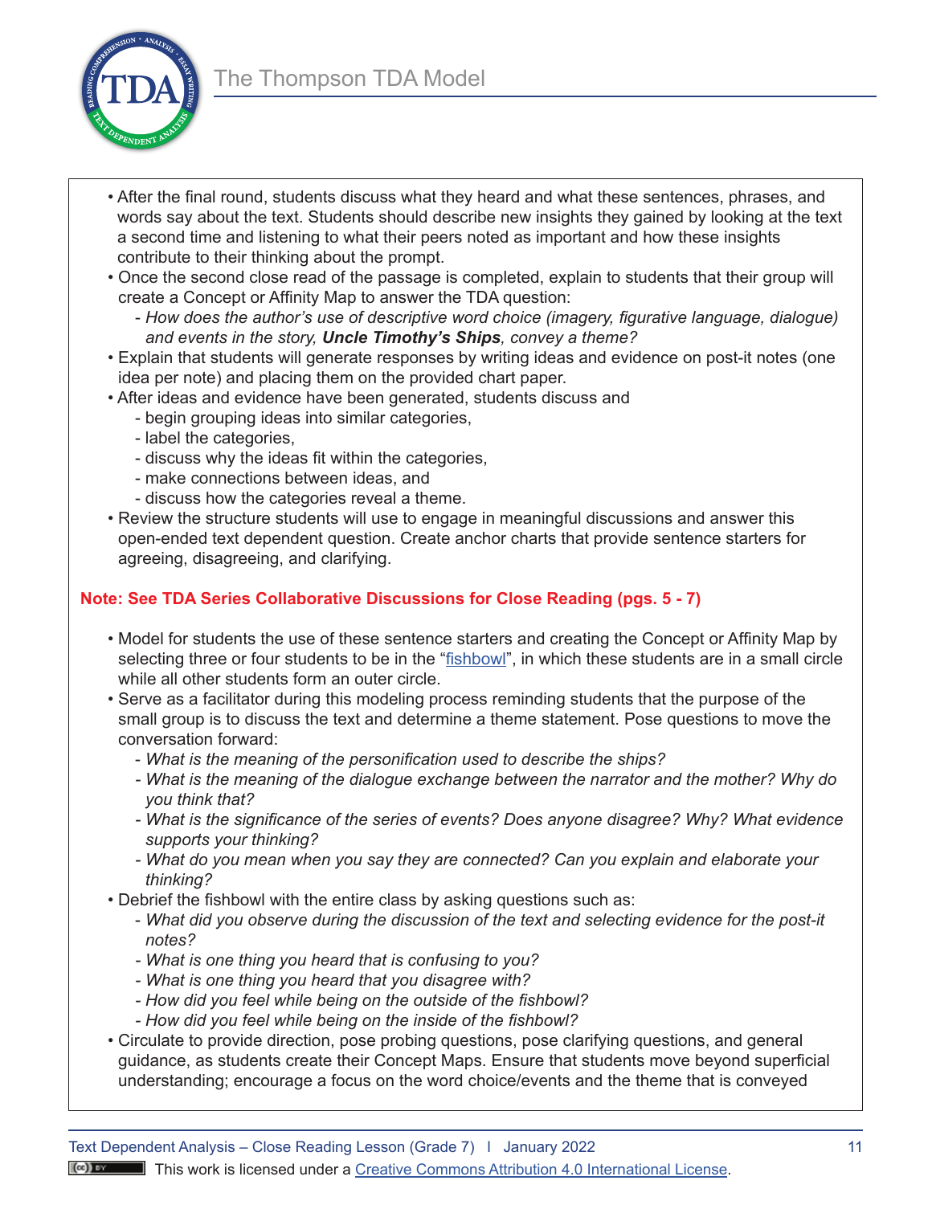- After the final round, students discuss what they heard and what these sentences, phrases, and words say about the text. Students should describe new insights they gained by looking at the text a second time and listening to what their peers noted as important and how these insights contribute to their thinking about the prompt.
- Once the second close read of the passage is completed, explain to students that their group will create a Concept or Affinity Map to answer the TDA question:
  - *How does the author's use of descriptive word choice (imagery, figurative language, dialogue) and events in the story, **Uncle Timothy's Ships**, convey a theme?*
- Explain that students will generate responses by writing ideas and evidence on post-it notes (one idea per note) and placing them on the provided chart paper.
- After ideas and evidence have been generated, students discuss and
  - begin grouping ideas into similar categories,
  - label the categories,
  - discuss why the ideas fit within the categories,
  - make connections between ideas, and
  - discuss how the categories reveal a theme.
- Review the structure students will use to engage in meaningful discussions and answer this open-ended text dependent question. Create anchor charts that provide sentence starters for agreeing, disagreeing, and clarifying.

**Note: See TDA Series Collaborative Discussions for Close Reading (pgs. 5 - 7)**

- Model for students the use of these sentence starters and creating the Concept or Affinity Map by selecting three or four students to be in the "fishbowl", in which these students are in a small circle while all other students form an outer circle.
- Serve as a facilitator during this modeling process reminding students that the purpose of the small group is to discuss the text and determine a theme statement. Pose questions to move the conversation forward:
  - *What is the meaning of the personification used to describe the ships?*
  - *What is the meaning of the dialogue exchange between the narrator and the mother? Why do you think that?*
  - *What is the significance of the series of events? Does anyone disagree? Why? What evidence supports your thinking?*
  - *What do you mean when you say they are connected? Can you explain and elaborate your thinking?*
- Debrief the fishbowl with the entire class by asking questions such as:
  - *What did you observe during the discussion of the text and selecting evidence for the post-it notes?*
  - *What is one thing you heard that is confusing to you?*
  - *What is one thing you heard that you disagree with?*
  - *How did you feel while being on the outside of the fishbowl?*
  - *How did you feel while being on the inside of the fishbowl?*
- Circulate to provide direction, pose probing questions, pose clarifying questions, and general guidance, as students create their Concept Maps. Ensure that students move beyond superficial understanding; encourage a focus on the word choice/events and the theme that is conveyed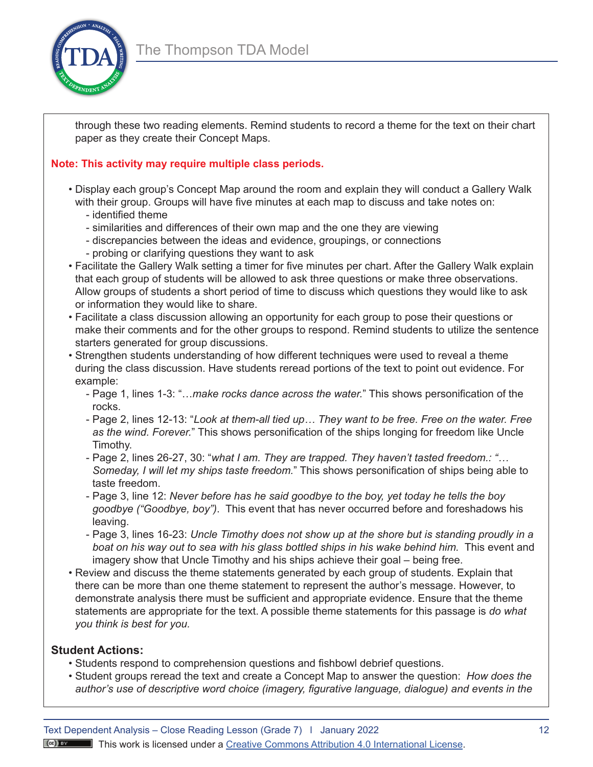through these two reading elements. Remind students to record a theme for the text on their chart paper as they create their Concept Maps.

**Note: This activity may require multiple class periods.**

- Display each group's Concept Map around the room and explain they will conduct a Gallery Walk with their group. Groups will have five minutes at each map to discuss and take notes on:
  - identified theme
  - similarities and differences of their own map and the one they are viewing
  - discrepancies between the ideas and evidence, groupings, or connections
  - probing or clarifying questions they want to ask
- Facilitate the Gallery Walk setting a timer for five minutes per chart. After the Gallery Walk explain that each group of students will be allowed to ask three questions or make three observations. Allow groups of students a short period of time to discuss which questions they would like to ask or information they would like to share.
- Facilitate a class discussion allowing an opportunity for each group to pose their questions or make their comments and for the other groups to respond. Remind students to utilize the sentence starters generated for group discussions.
- Strengthen students understanding of how different techniques were used to reveal a theme during the class discussion. Have students reread portions of the text to point out evidence. For example:
  - Page 1, lines 1-3: "*…make rocks dance across the water.*" This shows personification of the rocks.
  - Page 2, lines 12-13: "*Look at them-all tied up… They want to be free. Free on the water. Free as the wind. Forever.*" This shows personification of the ships longing for freedom like Uncle Timothy.
  - Page 2, lines 26-27, 30: "*what I am. They are trapped. They haven't tasted freedom.: "… Someday, I will let my ships taste freedom.*" This shows personification of ships being able to taste freedom.
  - Page 3, line 12: *Never before has he said goodbye to the boy, yet today he tells the boy goodbye ("Goodbye, boy")*. This event that has never occurred before and foreshadows his leaving.
  - Page 3, lines 16-23: *Uncle Timothy does not show up at the shore but is standing proudly in a boat on his way out to sea with his glass bottled ships in his wake behind him.* This event and imagery show that Uncle Timothy and his ships achieve their goal – being free.
- Review and discuss the theme statements generated by each group of students. Explain that there can be more than one theme statement to represent the author's message. However, to demonstrate analysis there must be sufficient and appropriate evidence. Ensure that the theme statements are appropriate for the text. A possible theme statements for this passage is *do what you think is best for you.*

### Student Actions:

- Students respond to comprehension questions and fishbowl debrief questions.
- Student groups reread the text and create a Concept Map to answer the question: *How does the author's use of descriptive word choice (imagery, figurative language, dialogue) and events in the*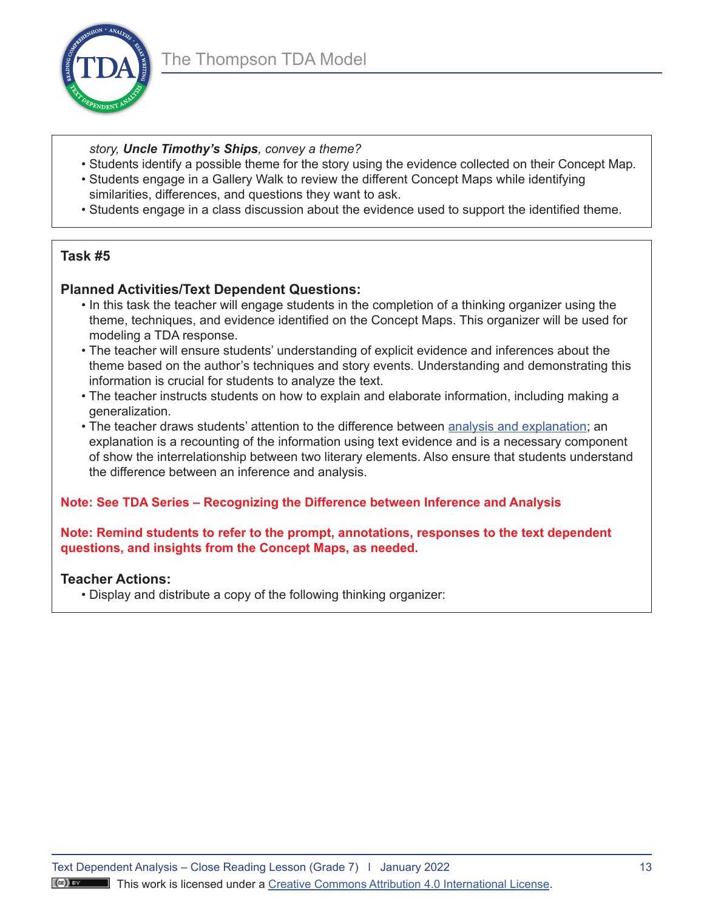*story, **Uncle Timothy's Ships**, convey a theme?*

- Students identify a possible theme for the story using the evidence collected on their Concept Map.
- Students engage in a Gallery Walk to review the different Concept Maps while identifying similarities, differences, and questions they want to ask.
- Students engage in a class discussion about the evidence used to support the identified theme.

**Task #5**

**Planned Activities/Text Dependent Questions:**

- In this task the teacher will engage students in the completion of a thinking organizer using the theme, techniques, and evidence identified on the Concept Maps. This organizer will be used for modeling a TDA response.
- The teacher will ensure students' understanding of explicit evidence and inferences about the theme based on the author's techniques and story events. Understanding and demonstrating this information is crucial for students to analyze the text.
- The teacher instructs students on how to explain and elaborate information, including making a generalization.
- The teacher draws students' attention to the difference between [analysis and explanation]; an explanation is a recounting of the information using text evidence and is a necessary component of show the interrelationship between two literary elements. Also ensure that students understand the difference between an inference and analysis.

**Note: See TDA Series – Recognizing the Difference between Inference and Analysis**

**Note: Remind students to refer to the prompt, annotations, responses to the text dependent questions, and insights from the Concept Maps, as needed.**

**Teacher Actions:**

- Display and distribute a copy of the following thinking organizer: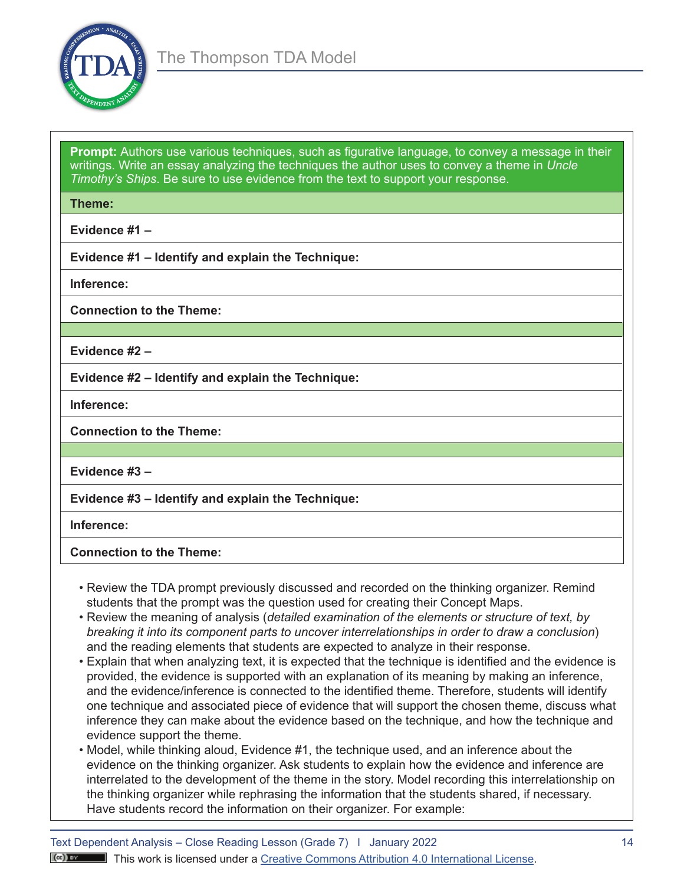| **Prompt:** Authors use various techniques, such as figurative language, to convey a message in their writings. Write an essay analyzing the techniques the author uses to convey a theme in *Uncle Timothy's Ships*. Be sure to use evidence from the text to support your response. |
|---|
| **Theme:** |
| **Evidence #1 –** |
| **Evidence #1 – Identify and explain the Technique:** |
| **Inference:** |
| **Connection to the Theme:** |
| |
| **Evidence #2 –** |
| **Evidence #2 – Identify and explain the Technique:** |
| **Inference:** |
| **Connection to the Theme:** |
| |
| **Evidence #3 –** |
| **Evidence #3 – Identify and explain the Technique:** |
| **Inference:** |
| **Connection to the Theme:** |

- Review the TDA prompt previously discussed and recorded on the thinking organizer. Remind students that the prompt was the question used for creating their Concept Maps.
- Review the meaning of analysis (*detailed examination of the elements or structure of text, by breaking it into its component parts to uncover interrelationships in order to draw a conclusion*) and the reading elements that students are expected to analyze in their response.
- Explain that when analyzing text, it is expected that the technique is identified and the evidence is provided, the evidence is supported with an explanation of its meaning by making an inference, and the evidence/inference is connected to the identified theme. Therefore, students will identify one technique and associated piece of evidence that will support the chosen theme, discuss what inference they can make about the evidence based on the technique, and how the technique and evidence support the theme.
- Model, while thinking aloud, Evidence #1, the technique used, and an inference about the evidence on the thinking organizer. Ask students to explain how the evidence and inference are interrelated to the development of the theme in the story. Model recording this interrelationship on the thinking organizer while rephrasing the information that the students shared, if necessary. Have students record the information on their organizer. For example: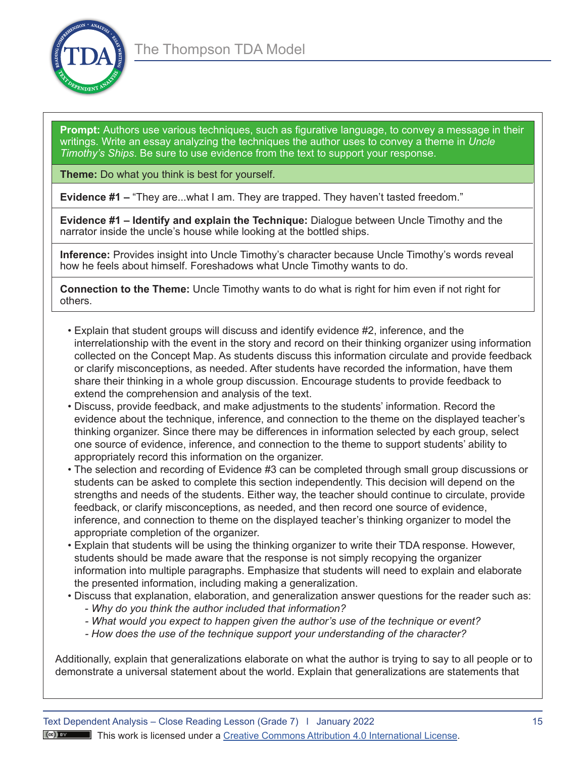**Prompt:** Authors use various techniques, such as figurative language, to convey a message in their writings. Write an essay analyzing the techniques the author uses to convey a theme in *Uncle Timothy's Ships*. Be sure to use evidence from the text to support your response.

**Theme:** Do what you think is best for yourself.

**Evidence #1 –** "They are...what I am. They are trapped. They haven't tasted freedom."

**Evidence #1 – Identify and explain the Technique:** Dialogue between Uncle Timothy and the narrator inside the uncle's house while looking at the bottled ships.

**Inference:** Provides insight into Uncle Timothy's character because Uncle Timothy's words reveal how he feels about himself. Foreshadows what Uncle Timothy wants to do.

**Connection to the Theme:** Uncle Timothy wants to do what is right for him even if not right for others.

- Explain that student groups will discuss and identify evidence #2, inference, and the interrelationship with the event in the story and record on their thinking organizer using information collected on the Concept Map. As students discuss this information circulate and provide feedback or clarify misconceptions, as needed. After students have recorded the information, have them share their thinking in a whole group discussion. Encourage students to provide feedback to extend the comprehension and analysis of the text.
- Discuss, provide feedback, and make adjustments to the students' information. Record the evidence about the technique, inference, and connection to the theme on the displayed teacher's thinking organizer. Since there may be differences in information selected by each group, select one source of evidence, inference, and connection to the theme to support students' ability to appropriately record this information on the organizer.
- The selection and recording of Evidence #3 can be completed through small group discussions or students can be asked to complete this section independently. This decision will depend on the strengths and needs of the students. Either way, the teacher should continue to circulate, provide feedback, or clarify misconceptions, as needed, and then record one source of evidence, inference, and connection to theme on the displayed teacher's thinking organizer to model the appropriate completion of the organizer.
- Explain that students will be using the thinking organizer to write their TDA response. However, students should be made aware that the response is not simply recopying the organizer information into multiple paragraphs. Emphasize that students will need to explain and elaborate the presented information, including making a generalization.
- Discuss that explanation, elaboration, and generalization answer questions for the reader such as:
  - *Why do you think the author included that information?*
  - *What would you expect to happen given the author's use of the technique or event?*
  - *How does the use of the technique support your understanding of the character?*

Additionally, explain that generalizations elaborate on what the author is trying to say to all people or to demonstrate a universal statement about the world. Explain that generalizations are statements that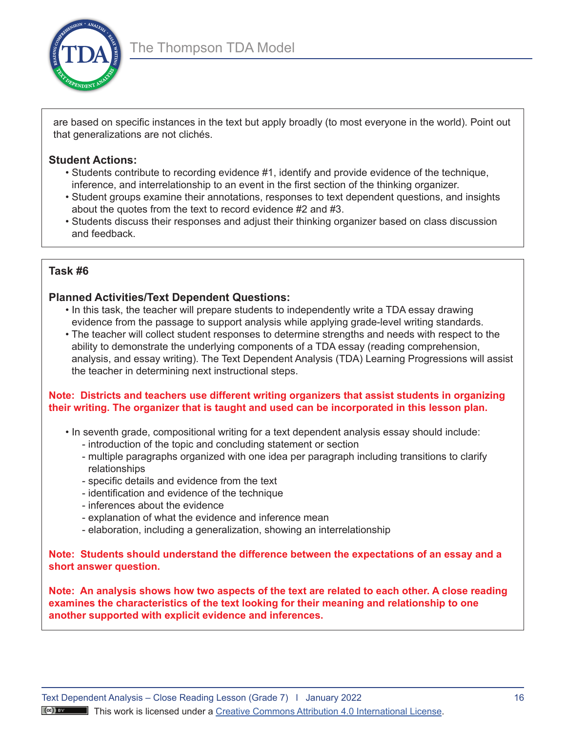are based on specific instances in the text but apply broadly (to most everyone in the world). Point out that generalizations are not clichés.

**Student Actions:**

- Students contribute to recording evidence #1, identify and provide evidence of the technique, inference, and interrelationship to an event in the first section of the thinking organizer.
- Student groups examine their annotations, responses to text dependent questions, and insights about the quotes from the text to record evidence #2 and #3.
- Students discuss their responses and adjust their thinking organizer based on class discussion and feedback.

**Task #6**

**Planned Activities/Text Dependent Questions:**

- In this task, the teacher will prepare students to independently write a TDA essay drawing evidence from the passage to support analysis while applying grade-level writing standards.
- The teacher will collect student responses to determine strengths and needs with respect to the ability to demonstrate the underlying components of a TDA essay (reading comprehension, analysis, and essay writing). The Text Dependent Analysis (TDA) Learning Progressions will assist the teacher in determining next instructional steps.

**Note: Districts and teachers use different writing organizers that assist students in organizing their writing. The organizer that is taught and used can be incorporated in this lesson plan.**

- In seventh grade, compositional writing for a text dependent analysis essay should include:
  - introduction of the topic and concluding statement or section
  - multiple paragraphs organized with one idea per paragraph including transitions to clarify relationships
  - specific details and evidence from the text
  - identification and evidence of the technique
  - inferences about the evidence
  - explanation of what the evidence and inference mean
  - elaboration, including a generalization, showing an interrelationship

**Note: Students should understand the difference between the expectations of an essay and a short answer question.**

**Note: An analysis shows how two aspects of the text are related to each other. A close reading examines the characteristics of the text looking for their meaning and relationship to one another supported with explicit evidence and inferences.**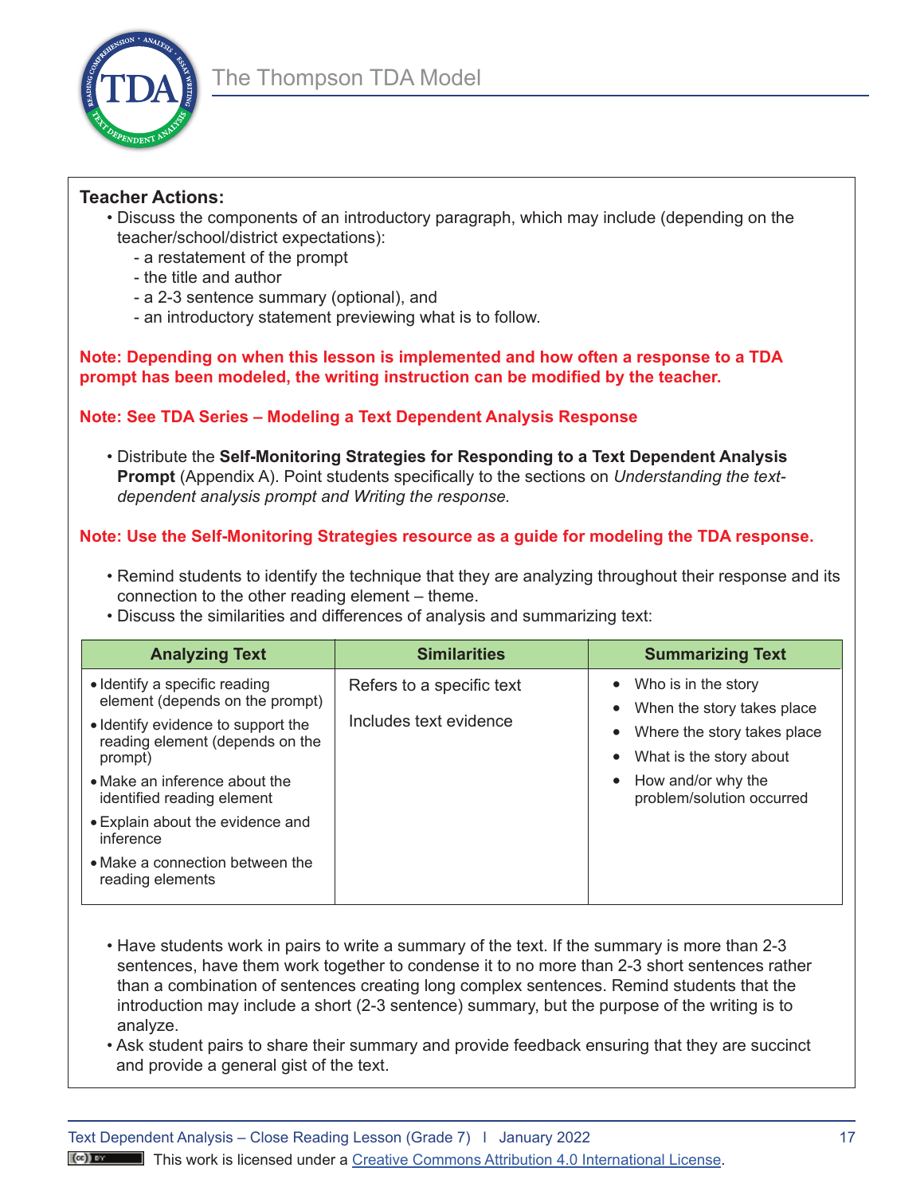**Teacher Actions:**

- Discuss the components of an introductory paragraph, which may include (depending on the teacher/school/district expectations):
  - a restatement of the prompt
  - the title and author
  - a 2-3 sentence summary (optional), and
  - an introductory statement previewing what is to follow.

**Note: Depending on when this lesson is implemented and how often a response to a TDA prompt has been modeled, the writing instruction can be modified by the teacher.**

**Note: See TDA Series – Modeling a Text Dependent Analysis Response**

- Distribute the **Self-Monitoring Strategies for Responding to a Text Dependent Analysis Prompt** (Appendix A). Point students specifically to the sections on *Understanding the text-dependent analysis prompt and Writing the response.*

**Note: Use the Self-Monitoring Strategies resource as a guide for modeling the TDA response.**

- Remind students to identify the technique that they are analyzing throughout their response and its connection to the other reading element – theme.
- Discuss the similarities and differences of analysis and summarizing text:

| Analyzing Text | Similarities | Summarizing Text |
|---|---|---|
| • Identify a specific reading element (depends on the prompt)<br>• Identify evidence to support the reading element (depends on the prompt)<br>• Make an inference about the identified reading element<br>• Explain about the evidence and inference<br>• Make a connection between the reading elements | Refers to a specific text<br><br>Includes text evidence | • Who is in the story<br>• When the story takes place<br>• Where the story takes place<br>• What is the story about<br>• How and/or why the problem/solution occurred |

- Have students work in pairs to write a summary of the text. If the summary is more than 2-3 sentences, have them work together to condense it to no more than 2-3 short sentences rather than a combination of sentences creating long complex sentences. Remind students that the introduction may include a short (2-3 sentence) summary, but the purpose of the writing is to analyze.
- Ask student pairs to share their summary and provide feedback ensuring that they are succinct and provide a general gist of the text.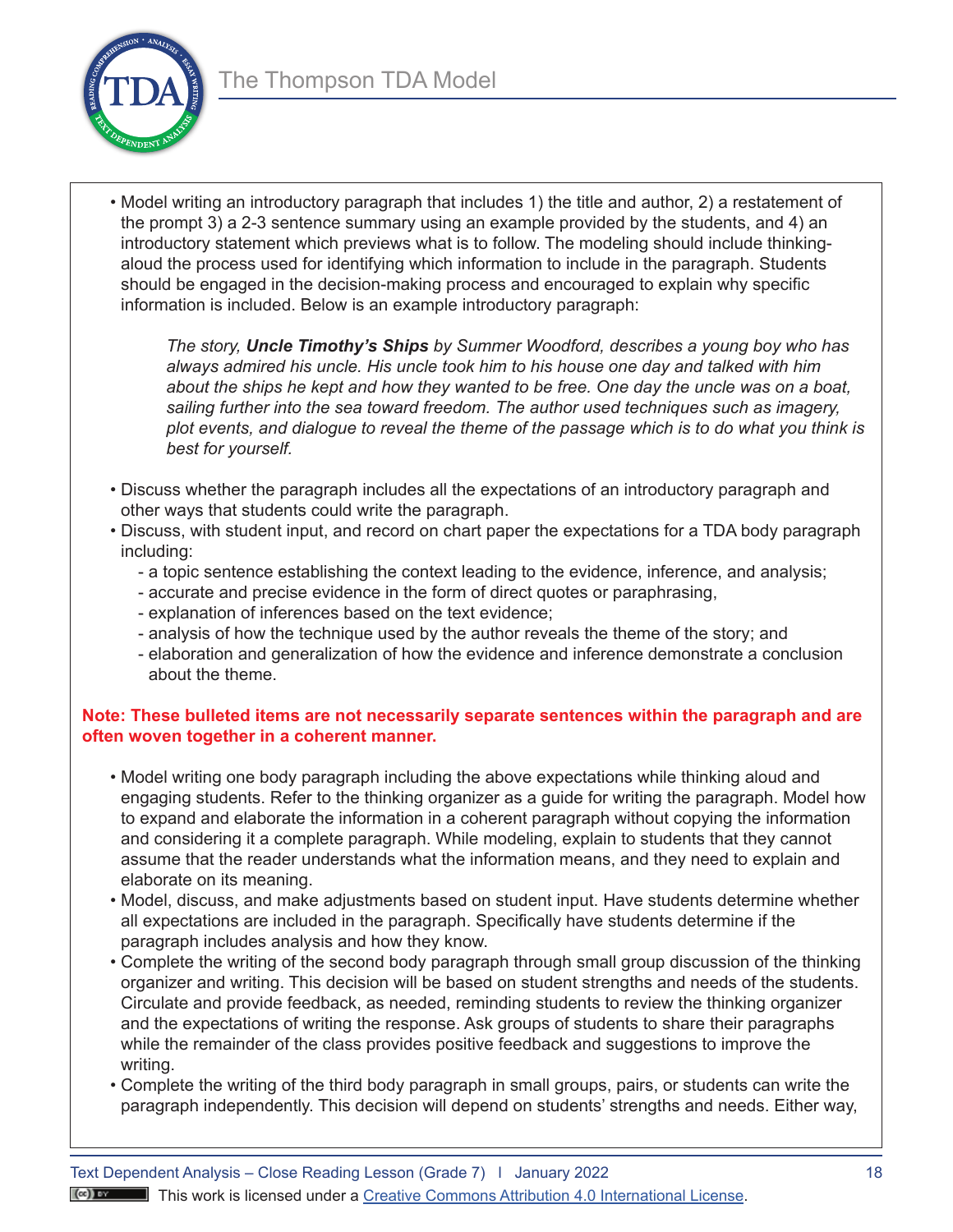- Model writing an introductory paragraph that includes 1) the title and author, 2) a restatement of the prompt 3) a 2-3 sentence summary using an example provided by the students, and 4) an introductory statement which previews what is to follow. The modeling should include thinking-aloud the process used for identifying which information to include in the paragraph. Students should be engaged in the decision-making process and encouraged to explain why specific information is included. Below is an example introductory paragraph:

    *The story, **Uncle Timothy's Ships** by Summer Woodford, describes a young boy who has always admired his uncle. His uncle took him to his house one day and talked with him about the ships he kept and how they wanted to be free. One day the uncle was on a boat, sailing further into the sea toward freedom. The author used techniques such as imagery, plot events, and dialogue to reveal the theme of the passage which is to do what you think is best for yourself.*

- Discuss whether the paragraph includes all the expectations of an introductory paragraph and other ways that students could write the paragraph.
- Discuss, with student input, and record on chart paper the expectations for a TDA body paragraph including:
    - a topic sentence establishing the context leading to the evidence, inference, and analysis;
    - accurate and precise evidence in the form of direct quotes or paraphrasing,
    - explanation of inferences based on the text evidence;
    - analysis of how the technique used by the author reveals the theme of the story; and
    - elaboration and generalization of how the evidence and inference demonstrate a conclusion about the theme.

**Note: These bulleted items are not necessarily separate sentences within the paragraph and are often woven together in a coherent manner.**

- Model writing one body paragraph including the above expectations while thinking aloud and engaging students. Refer to the thinking organizer as a guide for writing the paragraph. Model how to expand and elaborate the information in a coherent paragraph without copying the information and considering it a complete paragraph. While modeling, explain to students that they cannot assume that the reader understands what the information means, and they need to explain and elaborate on its meaning.
- Model, discuss, and make adjustments based on student input. Have students determine whether all expectations are included in the paragraph. Specifically have students determine if the paragraph includes analysis and how they know.
- Complete the writing of the second body paragraph through small group discussion of the thinking organizer and writing. This decision will be based on student strengths and needs of the students. Circulate and provide feedback, as needed, reminding students to review the thinking organizer and the expectations of writing the response. Ask groups of students to share their paragraphs while the remainder of the class provides positive feedback and suggestions to improve the writing.
- Complete the writing of the third body paragraph in small groups, pairs, or students can write the paragraph independently. This decision will depend on students' strengths and needs. Either way,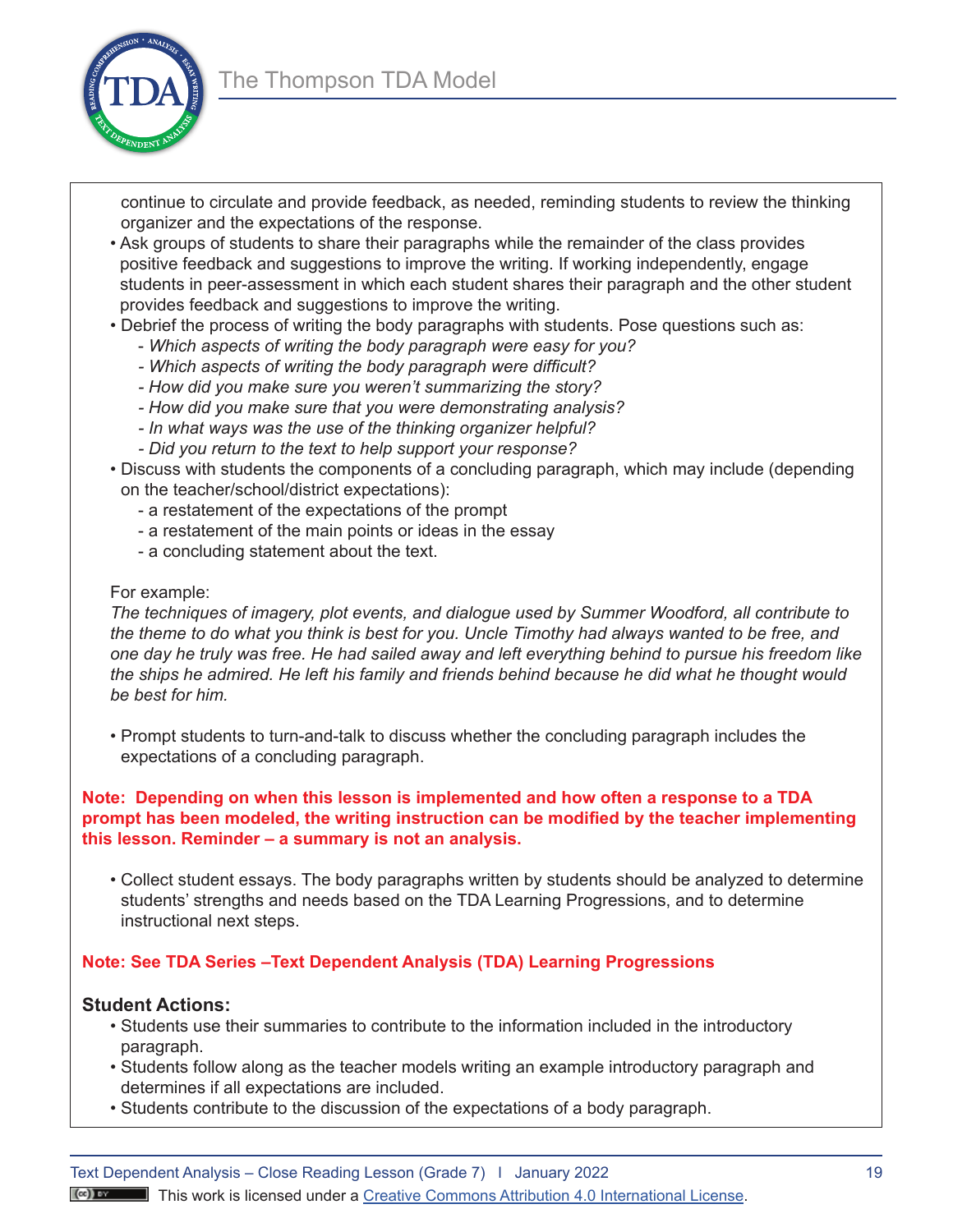continue to circulate and provide feedback, as needed, reminding students to review the thinking organizer and the expectations of the response.

- Ask groups of students to share their paragraphs while the remainder of the class provides positive feedback and suggestions to improve the writing. If working independently, engage students in peer-assessment in which each student shares their paragraph and the other student provides feedback and suggestions to improve the writing.
- Debrief the process of writing the body paragraphs with students. Pose questions such as:
  - *Which aspects of writing the body paragraph were easy for you?*
  - *Which aspects of writing the body paragraph were difficult?*
  - *How did you make sure you weren't summarizing the story?*
  - *How did you make sure that you were demonstrating analysis?*
  - *In what ways was the use of the thinking organizer helpful?*
  - *Did you return to the text to help support your response?*
- Discuss with students the components of a concluding paragraph, which may include (depending on the teacher/school/district expectations):
  - a restatement of the expectations of the prompt
  - a restatement of the main points or ideas in the essay
  - a concluding statement about the text.

For example:
*The techniques of imagery, plot events, and dialogue used by Summer Woodford, all contribute to the theme to do what you think is best for you. Uncle Timothy had always wanted to be free, and one day he truly was free. He had sailed away and left everything behind to pursue his freedom like the ships he admired. He left his family and friends behind because he did what he thought would be best for him.*

- Prompt students to turn-and-talk to discuss whether the concluding paragraph includes the expectations of a concluding paragraph.

**Note: Depending on when this lesson is implemented and how often a response to a TDA prompt has been modeled, the writing instruction can be modified by the teacher implementing this lesson. Reminder – a summary is not an analysis.**

- Collect student essays. The body paragraphs written by students should be analyzed to determine students' strengths and needs based on the TDA Learning Progressions, and to determine instructional next steps.

**Note: See TDA Series –Text Dependent Analysis (TDA) Learning Progressions**

**Student Actions:**

- Students use their summaries to contribute to the information included in the introductory paragraph.
- Students follow along as the teacher models writing an example introductory paragraph and determines if all expectations are included.
- Students contribute to the discussion of the expectations of a body paragraph.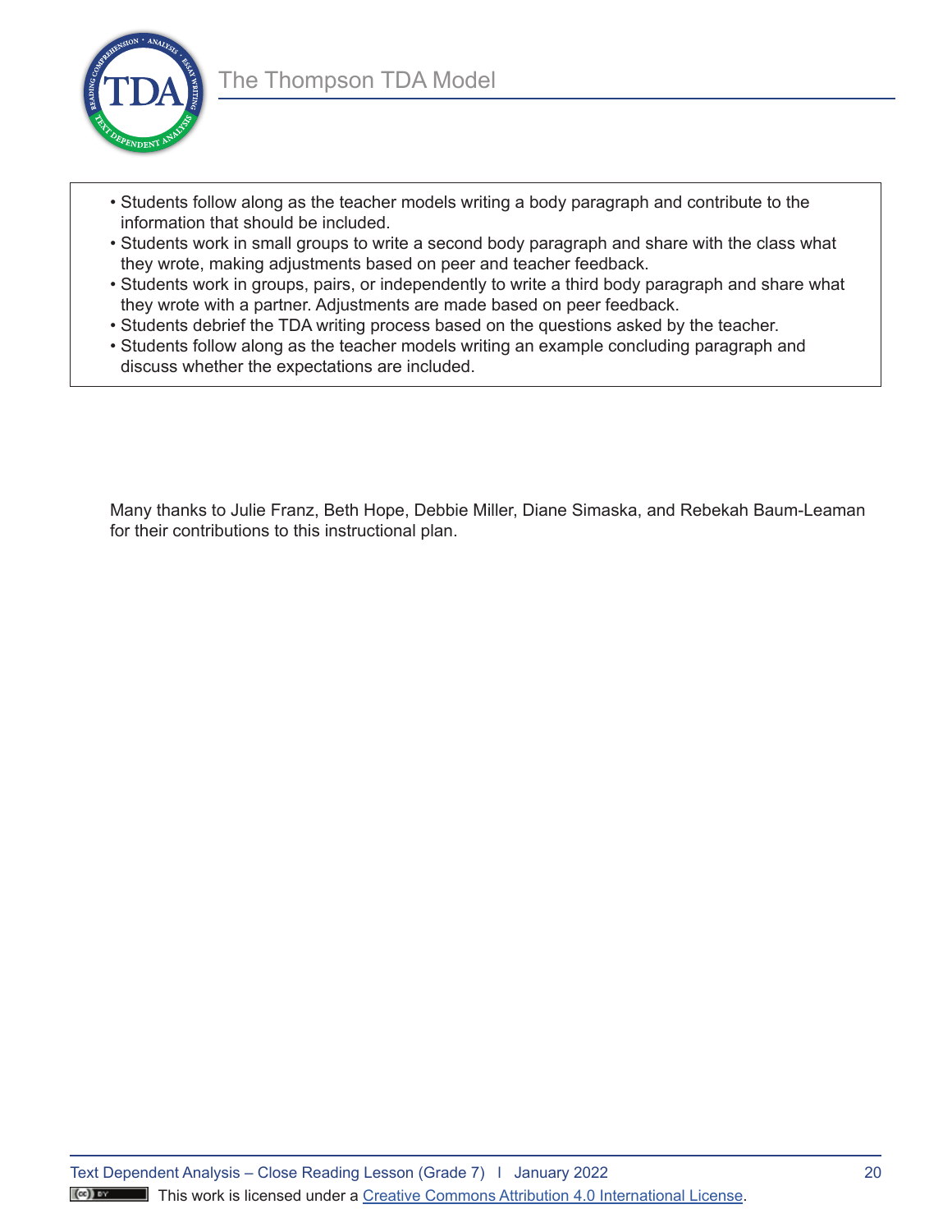- Students follow along as the teacher models writing a body paragraph and contribute to the information that should be included.
- Students work in small groups to write a second body paragraph and share with the class what they wrote, making adjustments based on peer and teacher feedback.
- Students work in groups, pairs, or independently to write a third body paragraph and share what they wrote with a partner. Adjustments are made based on peer feedback.
- Students debrief the TDA writing process based on the questions asked by the teacher.
- Students follow along as the teacher models writing an example concluding paragraph and discuss whether the expectations are included.

Many thanks to Julie Franz, Beth Hope, Debbie Miller, Diane Simaska, and Rebekah Baum-Leaman for their contributions to this instructional plan.

This work is licensed under a Creative Commons Attribution 4.0 International License.